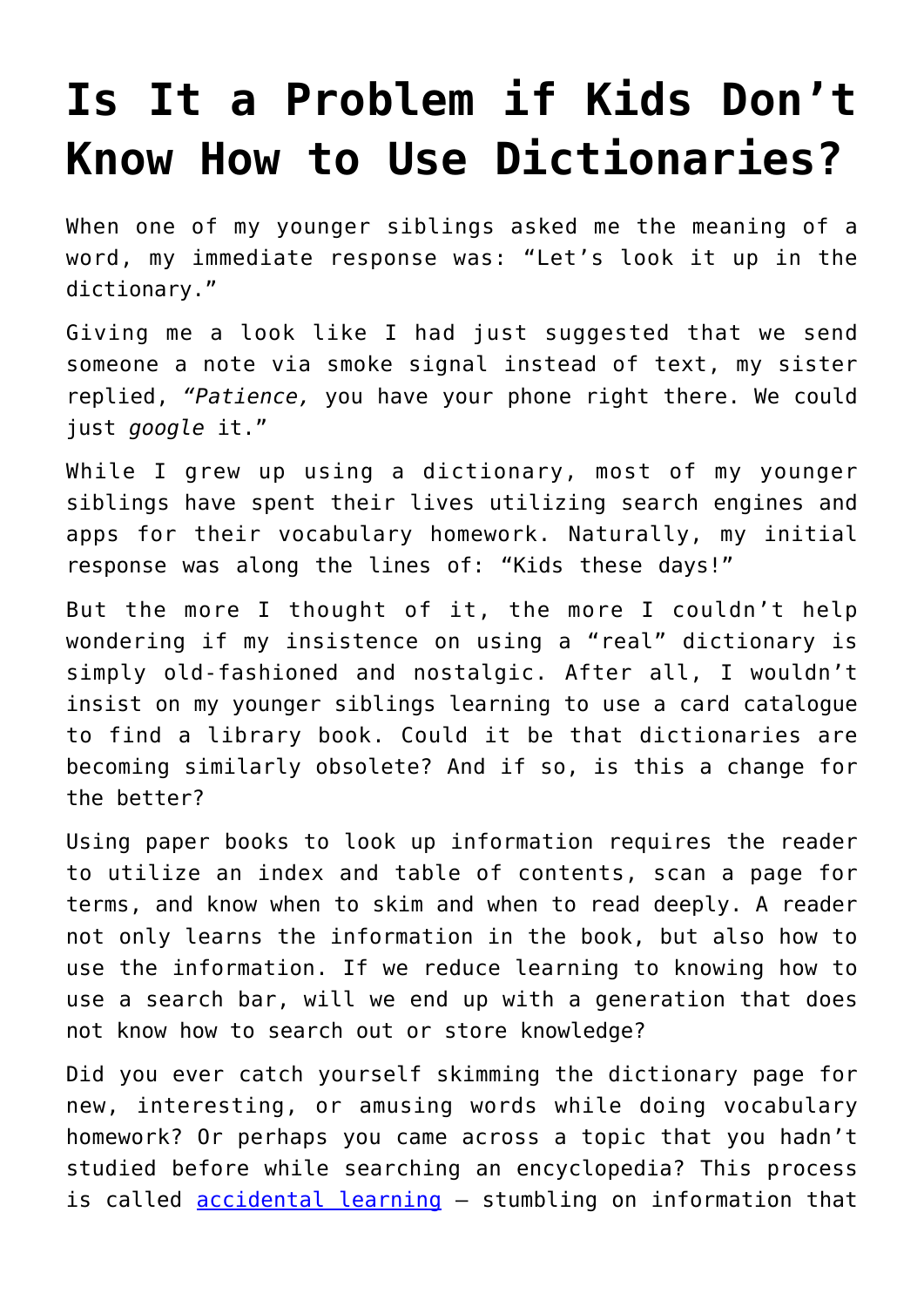# Is It a Problem if Kids Don't Know How to Use Dictionaries?

When one of my younger siblings asked me the meaning of a word, my immediate response was: "Let's look it up in the dictionary."

Giving me a look like I had just suggested that we send someone a note via smoke signal instead of text, my sister replied, *"Patience,* you have your phone right there. We could just *google* it."

While I grew up using a dictionary, most of my younger siblings have spent their lives utilizing search engines and apps for their vocabulary homework. Naturally, my initial response was along the lines of: "Kids these days!"

But the more I thought of it, the more I couldn't help wondering if my insistence on using a "real" dictionary is simply old-fashioned and nostalgic. After all, I wouldn't insist on my younger siblings learning to use a card catalogue to find a library book. Could it be that dictionaries are becoming similarly obsolete? And if so, is this a change for the better?

Using paper books to look up information requires the reader to utilize an index and table of contents, scan a page for terms, and know when to skim and when to read deeply. A reader not only learns the information in the book, but also how to use the information. If we reduce learning to knowing how to use a search bar, will we end up with a generation that does not know how to search out or store knowledge?

Did you ever catch yourself skimming the dictionary page for new, interesting, or amusing words while doing vocabulary homework? Or perhaps you came across a topic that you hadn't studied before while searching an encyclopedia? This process is called [accidental learning] – stumbling on information that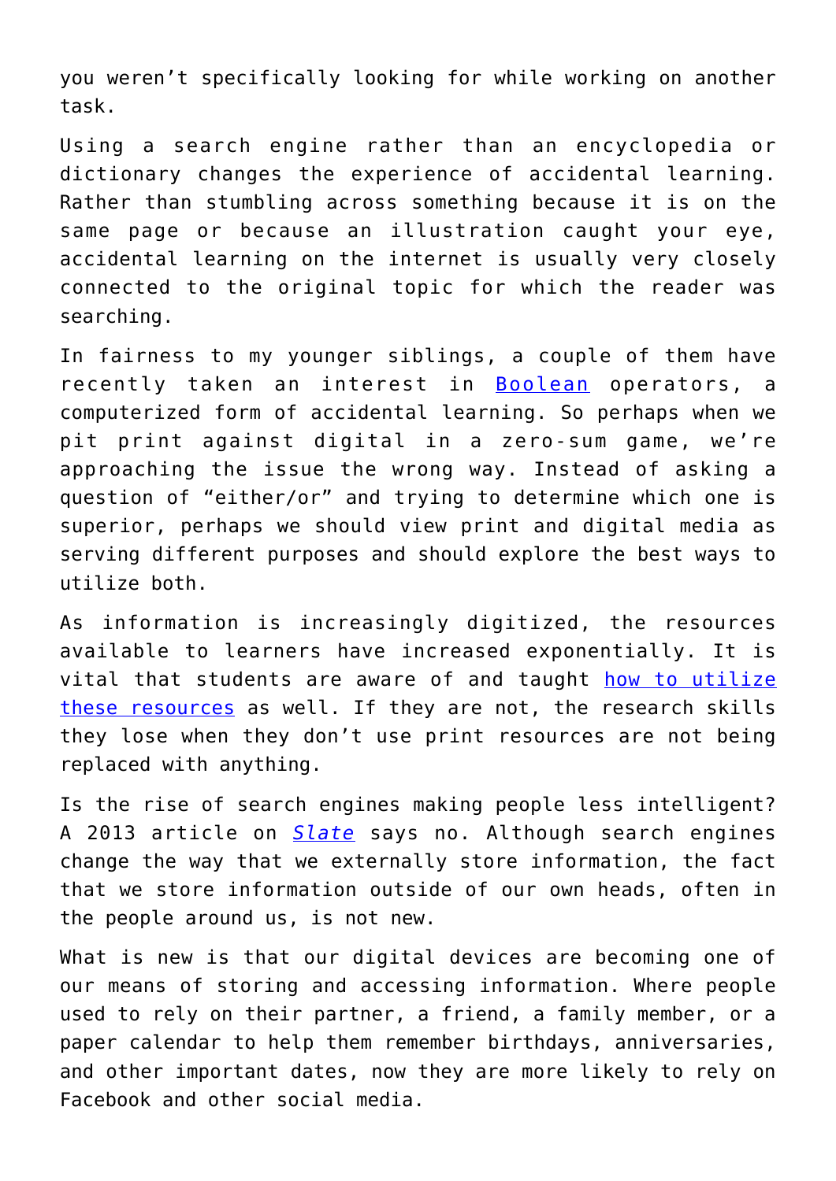you weren't specifically looking for while working on another task.

Using a search engine rather than an encyclopedia or dictionary changes the experience of accidental learning. Rather than stumbling across something because it is on the same page or because an illustration caught your eye, accidental learning on the internet is usually very closely connected to the original topic for which the reader was searching.

In fairness to my younger siblings, a couple of them have recently taken an interest in Boolean operators, a computerized form of accidental learning. So perhaps when we pit print against digital in a zero-sum game, we're approaching the issue the wrong way. Instead of asking a question of "either/or" and trying to determine which one is superior, perhaps we should view print and digital media as serving different purposes and should explore the best ways to utilize both.

As information is increasingly digitized, the resources available to learners have increased exponentially. It is vital that students are aware of and taught how to utilize these resources as well. If they are not, the research skills they lose when they don't use print resources are not being replaced with anything.

Is the rise of search engines making people less intelligent? A 2013 article on *Slate* says no. Although search engines change the way that we externally store information, the fact that we store information outside of our own heads, often in the people around us, is not new.

What is new is that our digital devices are becoming one of our means of storing and accessing information. Where people used to rely on their partner, a friend, a family member, or a paper calendar to help them remember birthdays, anniversaries, and other important dates, now they are more likely to rely on Facebook and other social media.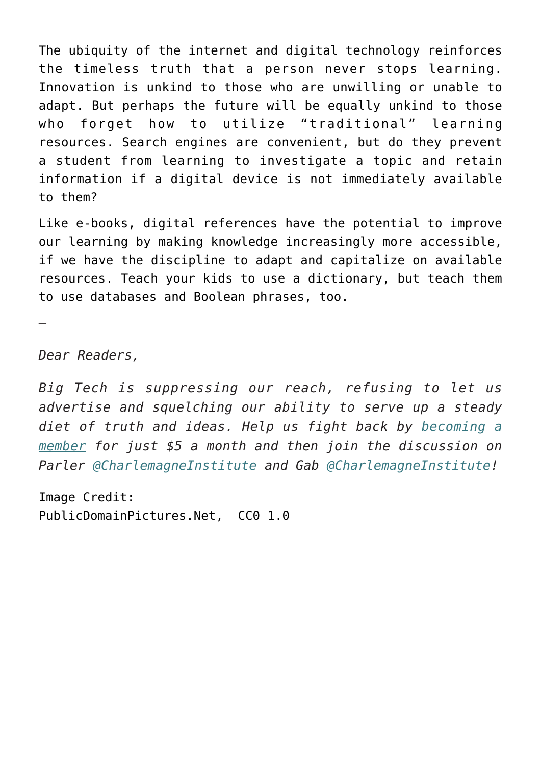The ubiquity of the internet and digital technology reinforces the timeless truth that a person never stops learning. Innovation is unkind to those who are unwilling or unable to adapt. But perhaps the future will be equally unkind to those who forget how to utilize "traditional" learning resources. Search engines are convenient, but do they prevent a student from learning to investigate a topic and retain information if a digital device is not immediately available to them?

Like e-books, digital references have the potential to improve our learning by making knowledge increasingly more accessible, if we have the discipline to adapt and capitalize on available resources. Teach your kids to use a dictionary, but teach them to use databases and Boolean phrases, too.

—

*Dear Readers,*

*Big Tech is suppressing our reach, refusing to let us advertise and squelching our ability to serve up a steady diet of truth and ideas. Help us fight back by becoming a member for just $5 a month and then join the discussion on Parler @CharlemagneInstitute and Gab @CharlemagneInstitute!*

Image Credit:
PublicDomainPictures.Net, CC0 1.0